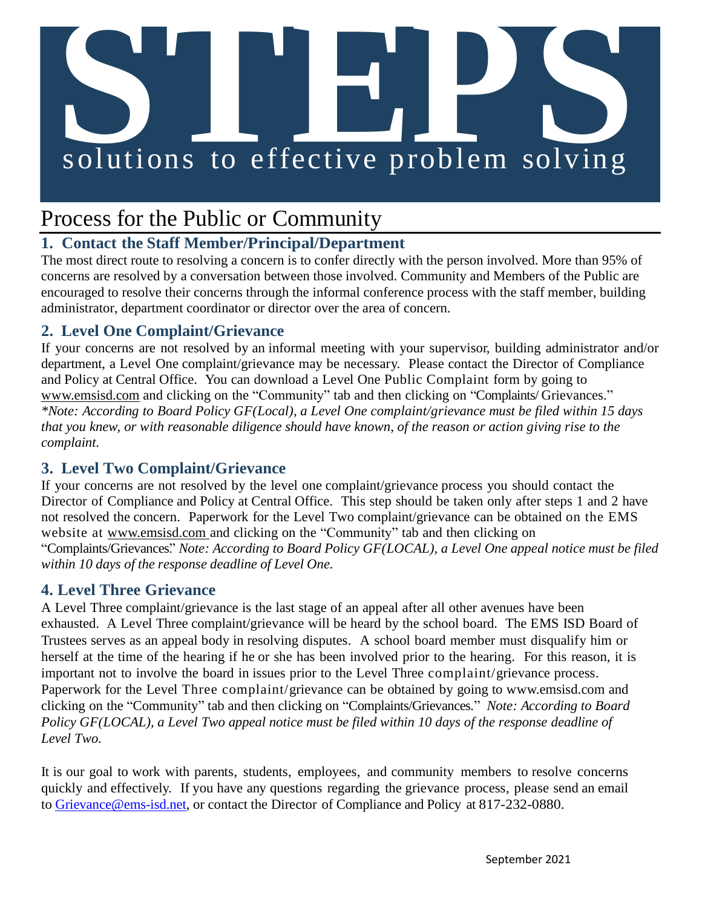# STEPS

solutions to effective problem solving

## Process for the Public or Community

### 1. Contact the Staff Member/Principal/Department

The most direct route to resolving a concern is to confer directly with the person involved. More than 95% of concerns are resolved by a conversation between those involved. Community and Members of the Public are encouraged to resolve their concerns through the informal conference process with the staff member, building administrator, department coordinator or director over the area of concern.

### 2. Level One Complaint/Grievance

If your concerns are not resolved by an informal meeting with your supervisor, building administrator and/or department, a Level One complaint/grievance may be necessary. Please contact the Director of Compliance and Policy at Central Office. You can download a Level One Public Complaint form by going to www.emsisd.com and clicking on the "Community" tab and then clicking on "Complaints/ Grievances." *\*Note: According to Board Policy GF(Local), a Level One complaint/grievance must be filed within 15 days that you knew, or with reasonable diligence should have known, of the reason or action giving rise to the complaint.*

### 3. Level Two Complaint/Grievance

If your concerns are not resolved by the level one complaint/grievance process you should contact the Director of Compliance and Policy at Central Office. This step should be taken only after steps 1 and 2 have not resolved the concern. Paperwork for the Level Two complaint/grievance can be obtained on the EMS website at www.emsisd.com and clicking on the "Community" tab and then clicking on "Complaints/Grievances." *Note: According to Board Policy GF(LOCAL), a Level One appeal notice must be filed within 10 days of the response deadline of Level One.*

### 4. Level Three Grievance

A Level Three complaint/grievance is the last stage of an appeal after all other avenues have been exhausted. A Level Three complaint/grievance will be heard by the school board. The EMS ISD Board of Trustees serves as an appeal body in resolving disputes. A school board member must disqualify him or herself at the time of the hearing if he or she has been involved prior to the hearing. For this reason, it is important not to involve the board in issues prior to the Level Three complaint/grievance process. Paperwork for the Level Three complaint/grievance can be obtained by going to www.emsisd.com and clicking on the "Community" tab and then clicking on "Complaints/Grievances." *Note: According to Board Policy GF(LOCAL), a Level Two appeal notice must be filed within 10 days of the response deadline of Level Two.*

It is our goal to work with parents, students, employees, and community members to resolve concerns quickly and effectively. If you have any questions regarding the grievance process, please send an email to Grievance@ems-isd.net, or contact the Director of Compliance and Policy at 817-232-0880.

September 2021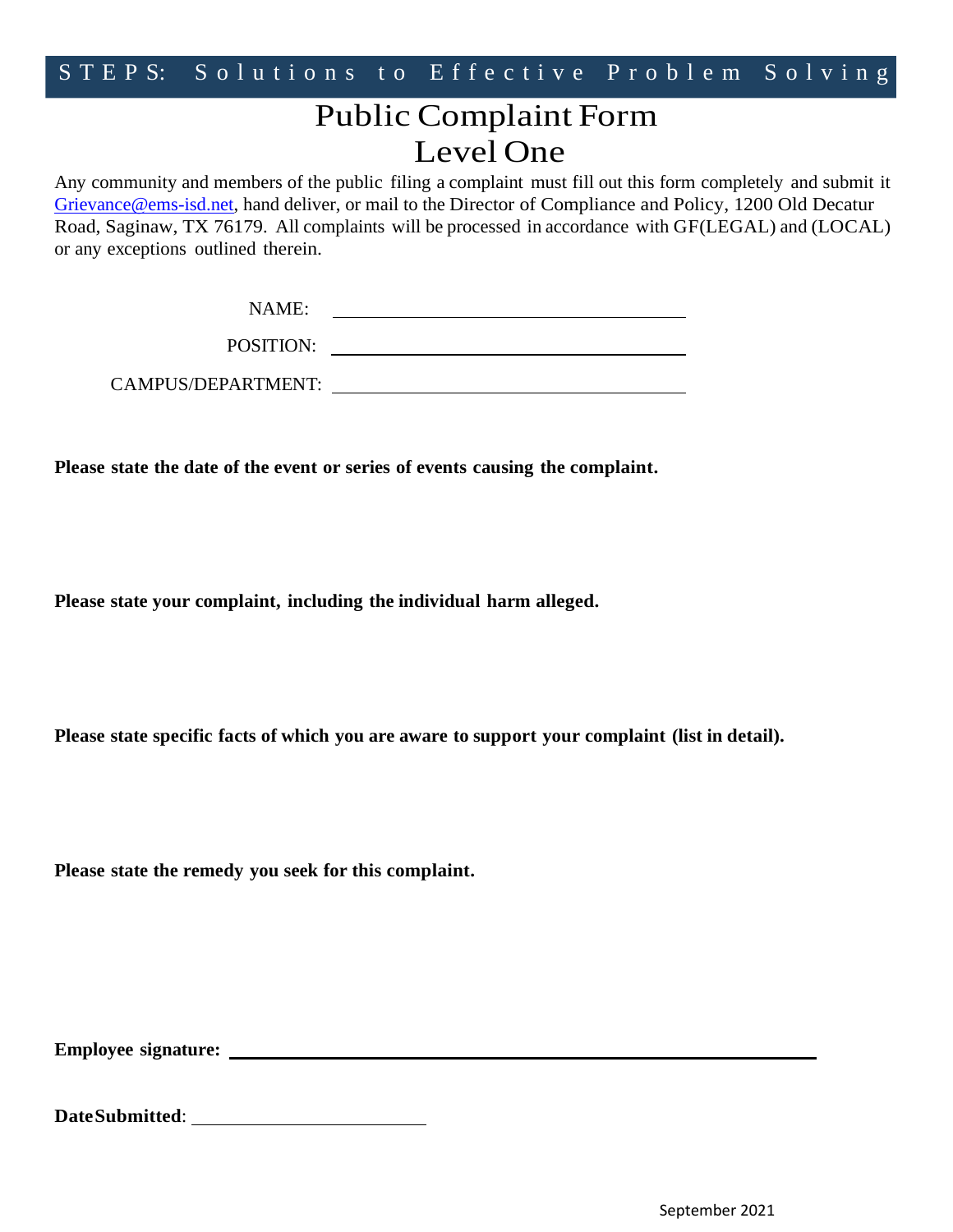STEPS: Solutions to Effective Problem Solving

# Public Complaint Form
## Level One

Any community and members of the public filing a complaint must fill out this form completely and submit it Grievance@ems-isd.net, hand deliver, or mail to the Director of Compliance and Policy, 1200 Old Decatur Road, Saginaw, TX 76179. All complaints will be processed in accordance with GF(LEGAL) and (LOCAL) or any exceptions outlined therein.

NAME: ______________________________

POSITION: ______________________________

CAMPUS/DEPARTMENT: ______________________________

**Please state the date of the event or series of events causing the complaint.**

**Please state your complaint, including the individual harm alleged.**

**Please state specific facts of which you are aware to support your complaint (list in detail).**

**Please state the remedy you seek for this complaint.**

**Employee signature:** ______________________________

**Date Submitted**: ____________________

September 2021